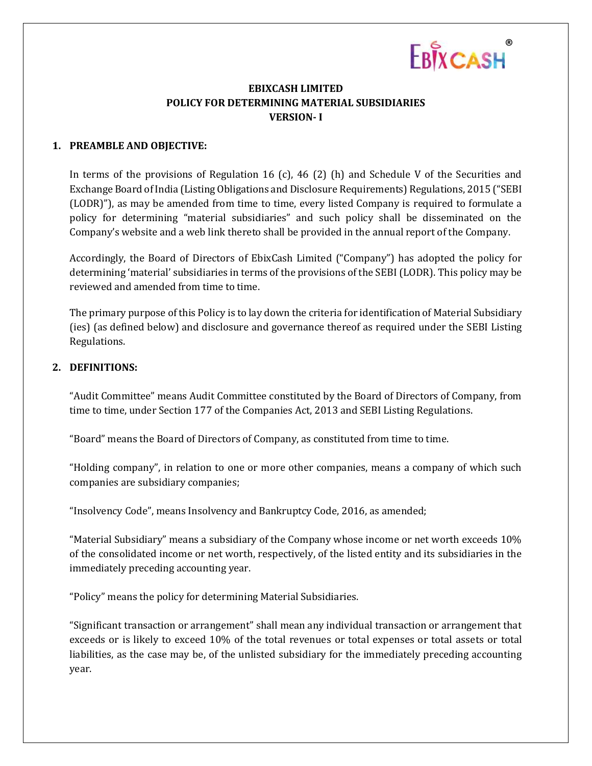# EBIXCASH LIMITED
# POLICY FOR DETERMINING MATERIAL SUBSIDIARIES
# VERSION- I

## 1. PREAMBLE AND OBJECTIVE:

In terms of the provisions of Regulation 16 (c), 46 (2) (h) and Schedule V of the Securities and Exchange Board of India (Listing Obligations and Disclosure Requirements) Regulations, 2015 ("SEBI (LODR)"), as may be amended from time to time, every listed Company is required to formulate a policy for determining "material subsidiaries" and such policy shall be disseminated on the Company's website and a web link thereto shall be provided in the annual report of the Company.

Accordingly, the Board of Directors of EbixCash Limited ("Company") has adopted the policy for determining 'material' subsidiaries in terms of the provisions of the SEBI (LODR). This policy may be reviewed and amended from time to time.

The primary purpose of this Policy is to lay down the criteria for identification of Material Subsidiary (ies) (as defined below) and disclosure and governance thereof as required under the SEBI Listing Regulations.

## 2. DEFINITIONS:

"Audit Committee" means Audit Committee constituted by the Board of Directors of Company, from time to time, under Section 177 of the Companies Act, 2013 and SEBI Listing Regulations.

"Board" means the Board of Directors of Company, as constituted from time to time.

"Holding company", in relation to one or more other companies, means a company of which such companies are subsidiary companies;

"Insolvency Code", means Insolvency and Bankruptcy Code, 2016, as amended;

"Material Subsidiary" means a subsidiary of the Company whose income or net worth exceeds 10% of the consolidated income or net worth, respectively, of the listed entity and its subsidiaries in the immediately preceding accounting year.

"Policy" means the policy for determining Material Subsidiaries.

"Significant transaction or arrangement" shall mean any individual transaction or arrangement that exceeds or is likely to exceed 10% of the total revenues or total expenses or total assets or total liabilities, as the case may be, of the unlisted subsidiary for the immediately preceding accounting year.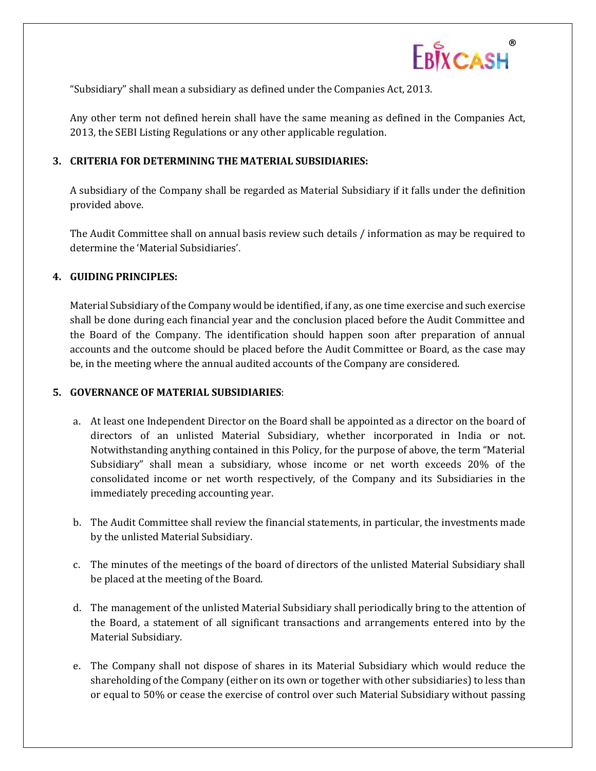"Subsidiary" shall mean a subsidiary as defined under the Companies Act, 2013.

Any other term not defined herein shall have the same meaning as defined in the Companies Act, 2013, the SEBI Listing Regulations or any other applicable regulation.

## 3. CRITERIA FOR DETERMINING THE MATERIAL SUBSIDIARIES:

A subsidiary of the Company shall be regarded as Material Subsidiary if it falls under the definition provided above.

The Audit Committee shall on annual basis review such details / information as may be required to determine the 'Material Subsidiaries'.

## 4. GUIDING PRINCIPLES:

Material Subsidiary of the Company would be identified, if any, as one time exercise and such exercise shall be done during each financial year and the conclusion placed before the Audit Committee and the Board of the Company. The identification should happen soon after preparation of annual accounts and the outcome should be placed before the Audit Committee or Board, as the case may be, in the meeting where the annual audited accounts of the Company are considered.

## 5. GOVERNANCE OF MATERIAL SUBSIDIARIES:

a. At least one Independent Director on the Board shall be appointed as a director on the board of directors of an unlisted Material Subsidiary, whether incorporated in India or not. Notwithstanding anything contained in this Policy, for the purpose of above, the term "Material Subsidiary" shall mean a subsidiary, whose income or net worth exceeds 20% of the consolidated income or net worth respectively, of the Company and its Subsidiaries in the immediately preceding accounting year.

b. The Audit Committee shall review the financial statements, in particular, the investments made by the unlisted Material Subsidiary.

c. The minutes of the meetings of the board of directors of the unlisted Material Subsidiary shall be placed at the meeting of the Board.

d. The management of the unlisted Material Subsidiary shall periodically bring to the attention of the Board, a statement of all significant transactions and arrangements entered into by the Material Subsidiary.

e. The Company shall not dispose of shares in its Material Subsidiary which would reduce the shareholding of the Company (either on its own or together with other subsidiaries) to less than or equal to 50% or cease the exercise of control over such Material Subsidiary without passing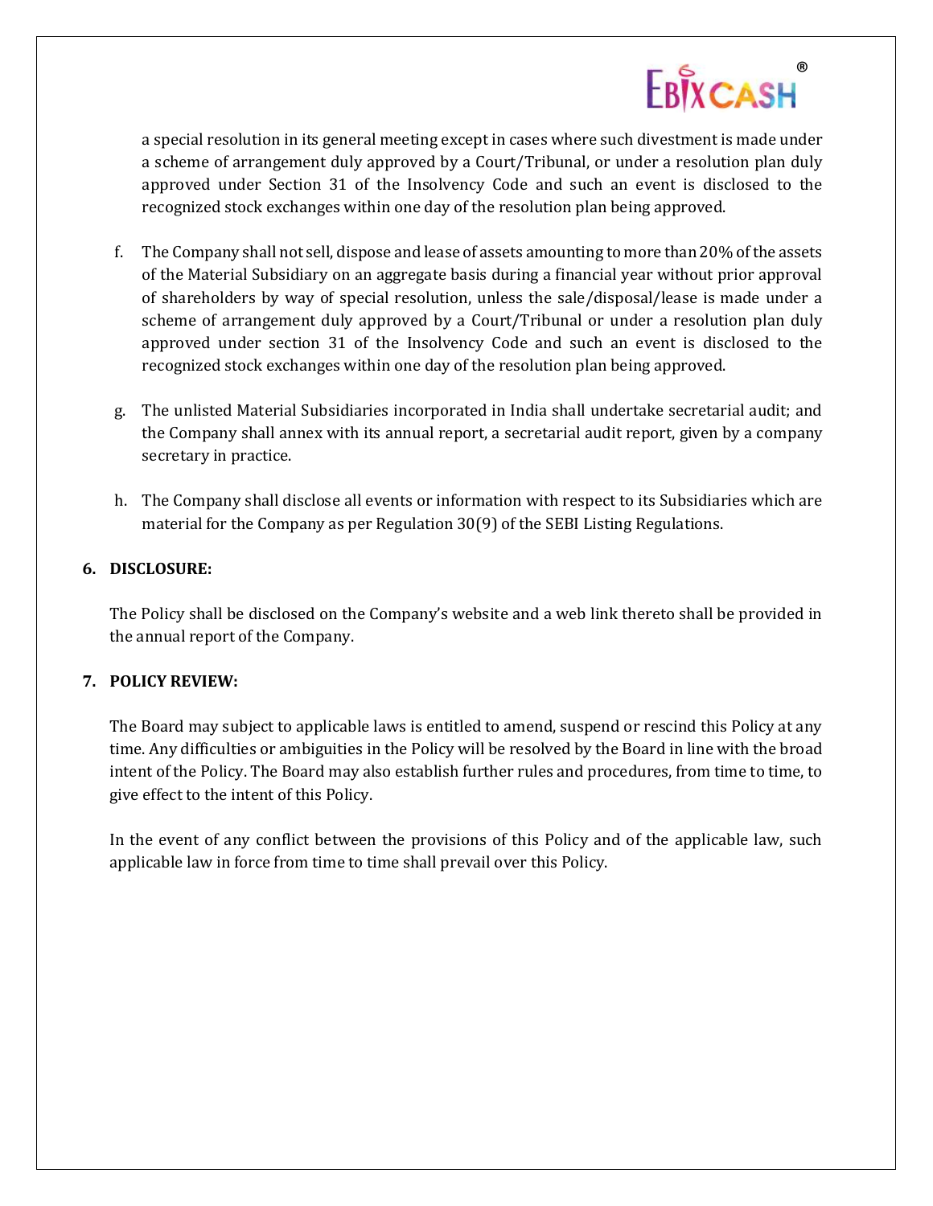a special resolution in its general meeting except in cases where such divestment is made under a scheme of arrangement duly approved by a Court/Tribunal, or under a resolution plan duly approved under Section 31 of the Insolvency Code and such an event is disclosed to the recognized stock exchanges within one day of the resolution plan being approved.

f. The Company shall not sell, dispose and lease of assets amounting to more than 20% of the assets of the Material Subsidiary on an aggregate basis during a financial year without prior approval of shareholders by way of special resolution, unless the sale/disposal/lease is made under a scheme of arrangement duly approved by a Court/Tribunal or under a resolution plan duly approved under section 31 of the Insolvency Code and such an event is disclosed to the recognized stock exchanges within one day of the resolution plan being approved.

g. The unlisted Material Subsidiaries incorporated in India shall undertake secretarial audit; and the Company shall annex with its annual report, a secretarial audit report, given by a company secretary in practice.

h. The Company shall disclose all events or information with respect to its Subsidiaries which are material for the Company as per Regulation 30(9) of the SEBI Listing Regulations.

## 6. DISCLOSURE:

The Policy shall be disclosed on the Company's website and a web link thereto shall be provided in the annual report of the Company.

## 7. POLICY REVIEW:

The Board may subject to applicable laws is entitled to amend, suspend or rescind this Policy at any time. Any difficulties or ambiguities in the Policy will be resolved by the Board in line with the broad intent of the Policy. The Board may also establish further rules and procedures, from time to time, to give effect to the intent of this Policy.

In the event of any conflict between the provisions of this Policy and of the applicable law, such applicable law in force from time to time shall prevail over this Policy.